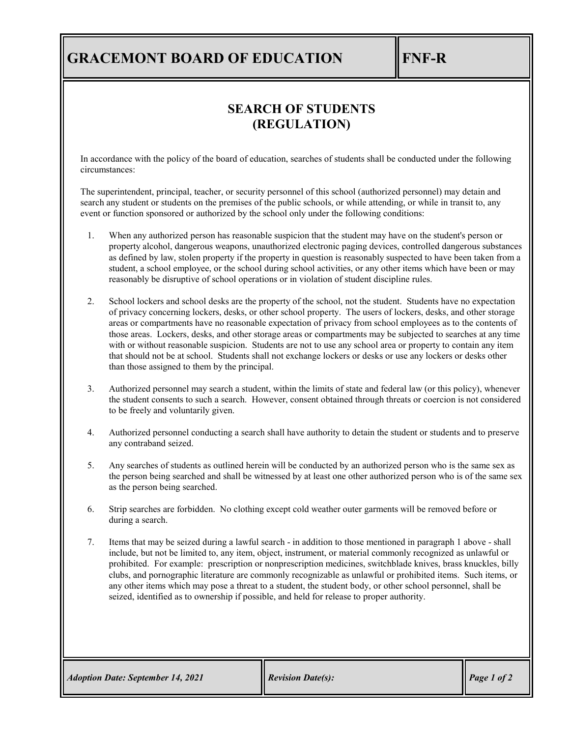# GRACEMONT BOARD OF EDUCATION

**FNF-R**

## SEARCH OF STUDENTS
## (REGULATION)

In accordance with the policy of the board of education, searches of students shall be conducted under the following circumstances:

The superintendent, principal, teacher, or security personnel of this school (authorized personnel) may detain and search any student or students on the premises of the public schools, or while attending, or while in transit to, any event or function sponsored or authorized by the school only under the following conditions:

1. When any authorized person has reasonable suspicion that the student may have on the student's person or property alcohol, dangerous weapons, unauthorized electronic paging devices, controlled dangerous substances as defined by law, stolen property if the property in question is reasonably suspected to have been taken from a student, a school employee, or the school during school activities, or any other items which have been or may reasonably be disruptive of school operations or in violation of student discipline rules.

2. School lockers and school desks are the property of the school, not the student. Students have no expectation of privacy concerning lockers, desks, or other school property. The users of lockers, desks, and other storage areas or compartments have no reasonable expectation of privacy from school employees as to the contents of those areas. Lockers, desks, and other storage areas or compartments may be subjected to searches at any time with or without reasonable suspicion. Students are not to use any school area or property to contain any item that should not be at school. Students shall not exchange lockers or desks or use any lockers or desks other than those assigned to them by the principal.

3. Authorized personnel may search a student, within the limits of state and federal law (or this policy), whenever the student consents to such a search. However, consent obtained through threats or coercion is not considered to be freely and voluntarily given.

4. Authorized personnel conducting a search shall have authority to detain the student or students and to preserve any contraband seized.

5. Any searches of students as outlined herein will be conducted by an authorized person who is the same sex as the person being searched and shall be witnessed by at least one other authorized person who is of the same sex as the person being searched.

6. Strip searches are forbidden. No clothing except cold weather outer garments will be removed before or during a search.

7. Items that may be seized during a lawful search - in addition to those mentioned in paragraph 1 above - shall include, but not be limited to, any item, object, instrument, or material commonly recognized as unlawful or prohibited. For example: prescription or nonprescription medicines, switchblade knives, brass knuckles, billy clubs, and pornographic literature are commonly recognizable as unlawful or prohibited items. Such items, or any other items which may pose a threat to a student, the student body, or other school personnel, shall be seized, identified as to ownership if possible, and held for release to proper authority.

| *Adoption Date: September 14, 2021* | *Revision Date(s):* |
| --- | --- |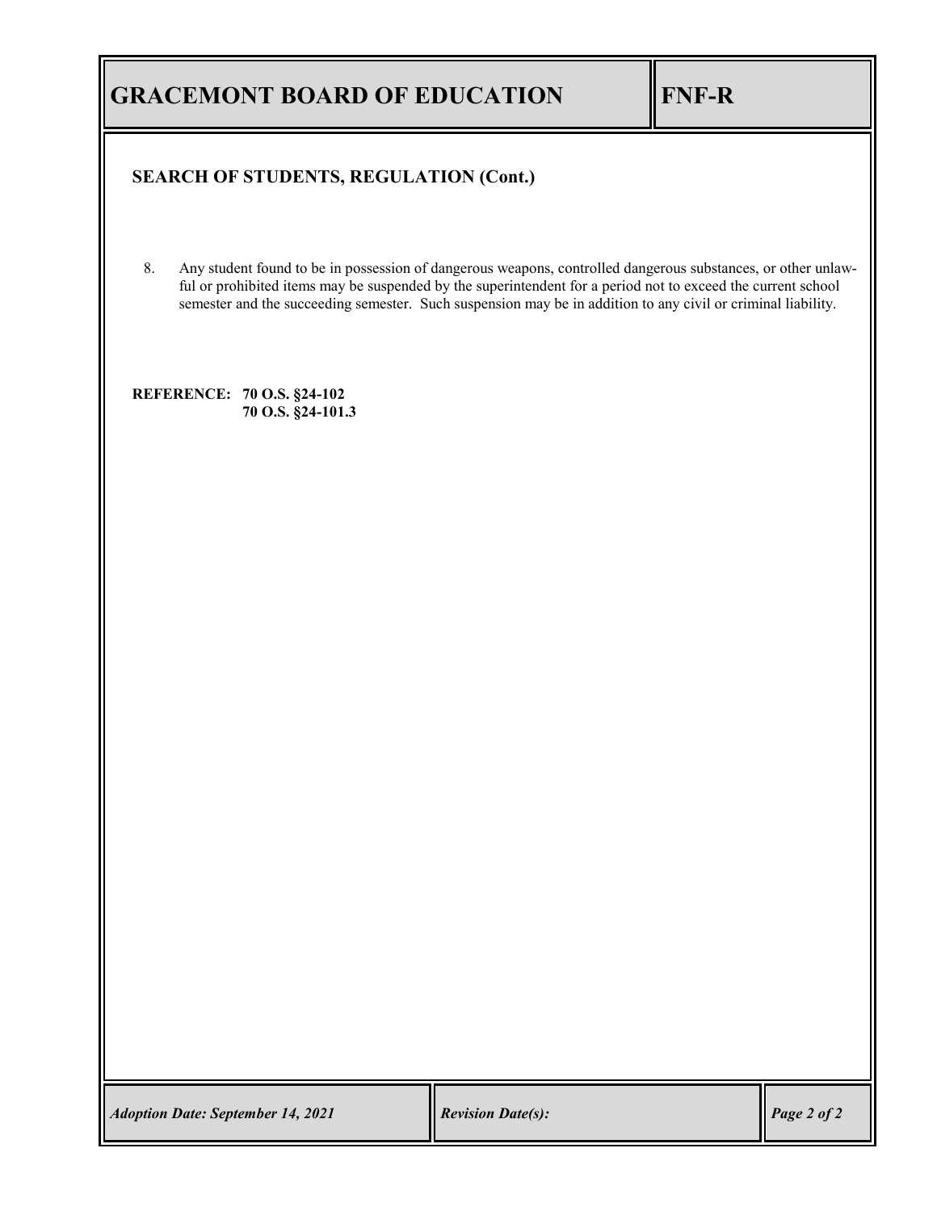## SEARCH OF STUDENTS, REGULATION (Cont.)

8. Any student found to be in possession of dangerous weapons, controlled dangerous substances, or other unlawful or prohibited items may be suspended by the superintendent for a period not to exceed the current school semester and the succeeding semester. Such suspension may be in addition to any civil or criminal liability.

**REFERENCE: 70 O.S. §24-102**
**70 O.S. §24-101.3**